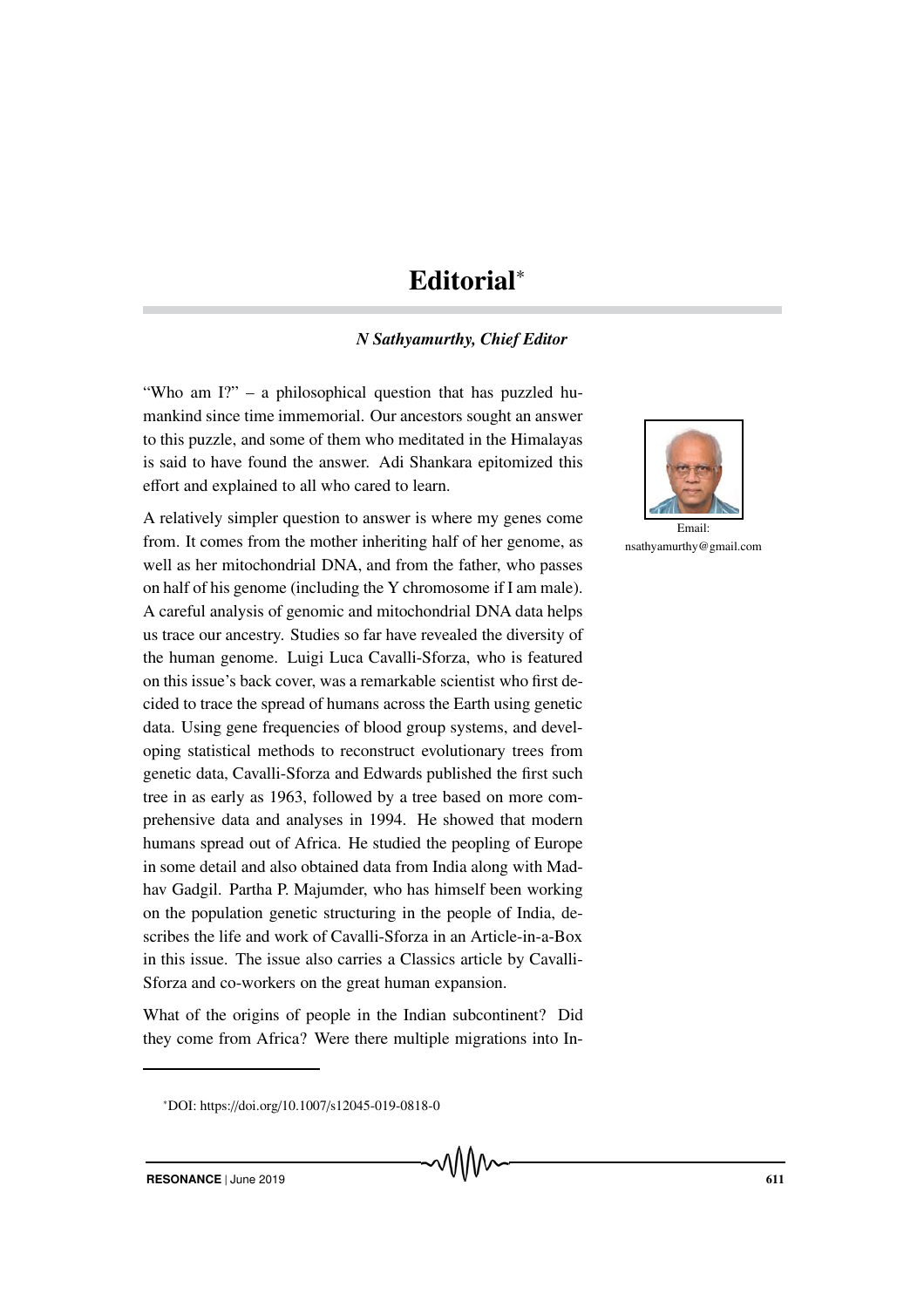# Editorial*

***N Sathyamurthy, Chief Editor***

Email: nsathyamurthy@gmail.com

"Who am I?" – a philosophical question that has puzzled humankind since time immemorial. Our ancestors sought an answer to this puzzle, and some of them who meditated in the Himalayas is said to have found the answer. Adi Shankara epitomized this effort and explained to all who cared to learn.

A relatively simpler question to answer is where my genes come from. It comes from the mother inheriting half of her genome, as well as her mitochondrial DNA, and from the father, who passes on half of his genome (including the Y chromosome if I am male). A careful analysis of genomic and mitochondrial DNA data helps us trace our ancestry. Studies so far have revealed the diversity of the human genome. Luigi Luca Cavalli-Sforza, who is featured on this issue's back cover, was a remarkable scientist who first decided to trace the spread of humans across the Earth using genetic data. Using gene frequencies of blood group systems, and developing statistical methods to reconstruct evolutionary trees from genetic data, Cavalli-Sforza and Edwards published the first such tree in as early as 1963, followed by a tree based on more comprehensive data and analyses in 1994. He showed that modern humans spread out of Africa. He studied the peopling of Europe in some detail and also obtained data from India along with Madhav Gadgil. Partha P. Majumder, who has himself been working on the population genetic structuring in the people of India, describes the life and work of Cavalli-Sforza in an Article-in-a-Box in this issue. The issue also carries a Classics article by Cavalli-Sforza and co-workers on the great human expansion.

What of the origins of people in the Indian subcontinent? Did they come from Africa? Were there multiple migrations into In-

*DOI: https://doi.org/10.1007/s12045-019-0818-0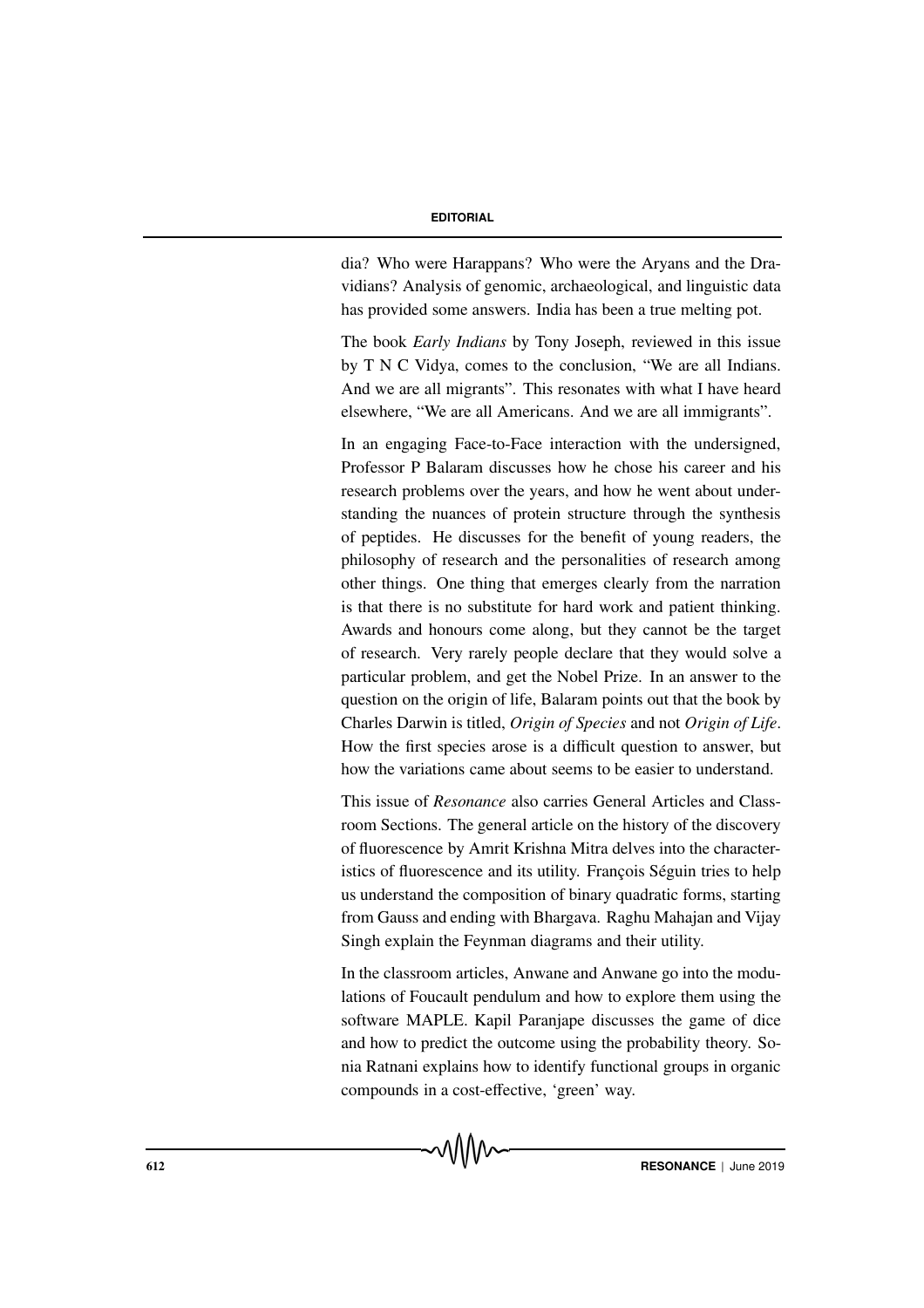dia? Who were Harappans? Who were the Aryans and the Dravidians? Analysis of genomic, archaeological, and linguistic data has provided some answers. India has been a true melting pot.

The book *Early Indians* by Tony Joseph, reviewed in this issue by T N C Vidya, comes to the conclusion, "We are all Indians. And we are all migrants". This resonates with what I have heard elsewhere, "We are all Americans. And we are all immigrants".

In an engaging Face-to-Face interaction with the undersigned, Professor P Balaram discusses how he chose his career and his research problems over the years, and how he went about understanding the nuances of protein structure through the synthesis of peptides. He discusses for the benefit of young readers, the philosophy of research and the personalities of research among other things. One thing that emerges clearly from the narration is that there is no substitute for hard work and patient thinking. Awards and honours come along, but they cannot be the target of research. Very rarely people declare that they would solve a particular problem, and get the Nobel Prize. In an answer to the question on the origin of life, Balaram points out that the book by Charles Darwin is titled, *Origin of Species* and not *Origin of Life*. How the first species arose is a difficult question to answer, but how the variations came about seems to be easier to understand.

This issue of *Resonance* also carries General Articles and Classroom Sections. The general article on the history of the discovery of fluorescence by Amrit Krishna Mitra delves into the characteristics of fluorescence and its utility. François Séguin tries to help us understand the composition of binary quadratic forms, starting from Gauss and ending with Bhargava. Raghu Mahajan and Vijay Singh explain the Feynman diagrams and their utility.

In the classroom articles, Anwane and Anwane go into the modulations of Foucault pendulum and how to explore them using the software MAPLE. Kapil Paranjape discusses the game of dice and how to predict the outcome using the probability theory. Sonia Ratnani explains how to identify functional groups in organic compounds in a cost-effective, 'green' way.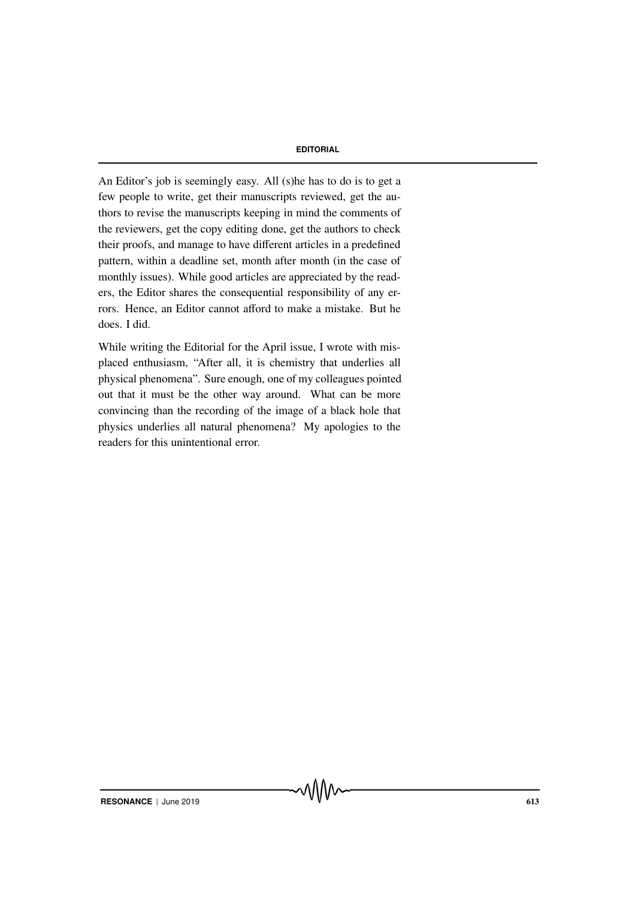An Editor's job is seemingly easy. All (s)he has to do is to get a few people to write, get their manuscripts reviewed, get the authors to revise the manuscripts keeping in mind the comments of the reviewers, get the copy editing done, get the authors to check their proofs, and manage to have different articles in a predefined pattern, within a deadline set, month after month (in the case of monthly issues). While good articles are appreciated by the readers, the Editor shares the consequential responsibility of any errors. Hence, an Editor cannot afford to make a mistake. But he does. I did.

While writing the Editorial for the April issue, I wrote with misplaced enthusiasm, "After all, it is chemistry that underlies all physical phenomena". Sure enough, one of my colleagues pointed out that it must be the other way around. What can be more convincing than the recording of the image of a black hole that physics underlies all natural phenomena? My apologies to the readers for this unintentional error.